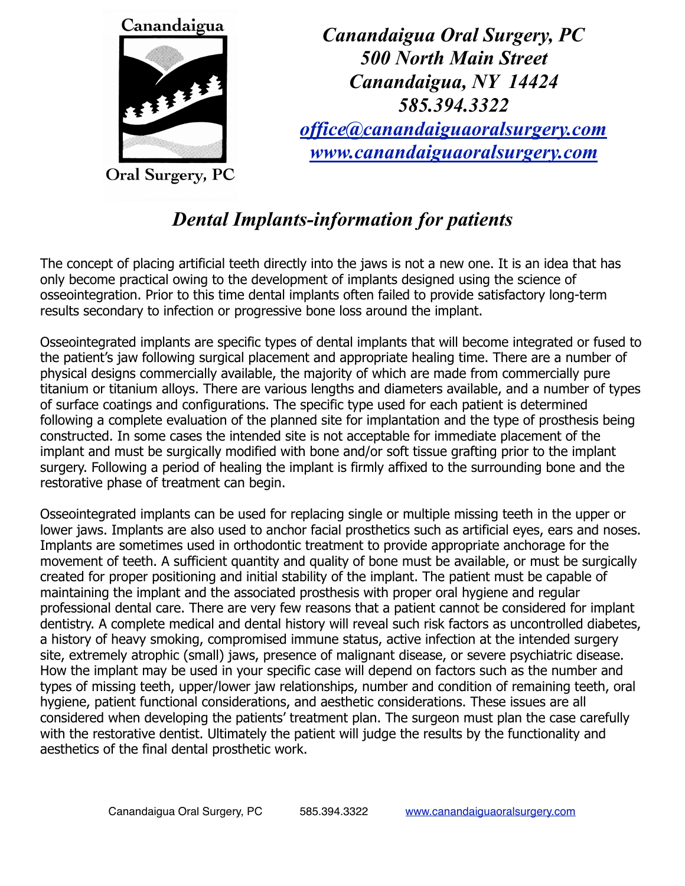Canandaigua

Oral Surgery, PC

***Canandaigua Oral Surgery, PC***
***500 North Main Street***
***Canandaigua, NY 14424***
***585.394.3322***
***office@canandaiguaoralsurgery.com***
***www.canandaiguaoralsurgery.com***

# *Dental Implants-information for patients*

The concept of placing artificial teeth directly into the jaws is not a new one. It is an idea that has only become practical owing to the development of implants designed using the science of osseointegration. Prior to this time dental implants often failed to provide satisfactory long-term results secondary to infection or progressive bone loss around the implant.

Osseointegrated implants are specific types of dental implants that will become integrated or fused to the patient's jaw following surgical placement and appropriate healing time. There are a number of physical designs commercially available, the majority of which are made from commercially pure titanium or titanium alloys. There are various lengths and diameters available, and a number of types of surface coatings and configurations. The specific type used for each patient is determined following a complete evaluation of the planned site for implantation and the type of prosthesis being constructed. In some cases the intended site is not acceptable for immediate placement of the implant and must be surgically modified with bone and/or soft tissue grafting prior to the implant surgery. Following a period of healing the implant is firmly affixed to the surrounding bone and the restorative phase of treatment can begin.

Osseointegrated implants can be used for replacing single or multiple missing teeth in the upper or lower jaws. Implants are also used to anchor facial prosthetics such as artificial eyes, ears and noses. Implants are sometimes used in orthodontic treatment to provide appropriate anchorage for the movement of teeth. A sufficient quantity and quality of bone must be available, or must be surgically created for proper positioning and initial stability of the implant. The patient must be capable of maintaining the implant and the associated prosthesis with proper oral hygiene and regular professional dental care. There are very few reasons that a patient cannot be considered for implant dentistry. A complete medical and dental history will reveal such risk factors as uncontrolled diabetes, a history of heavy smoking, compromised immune status, active infection at the intended surgery site, extremely atrophic (small) jaws, presence of malignant disease, or severe psychiatric disease. How the implant may be used in your specific case will depend on factors such as the number and types of missing teeth, upper/lower jaw relationships, number and condition of remaining teeth, oral hygiene, patient functional considerations, and aesthetic considerations. These issues are all considered when developing the patients' treatment plan. The surgeon must plan the case carefully with the restorative dentist. Ultimately the patient will judge the results by the functionality and aesthetics of the final dental prosthetic work.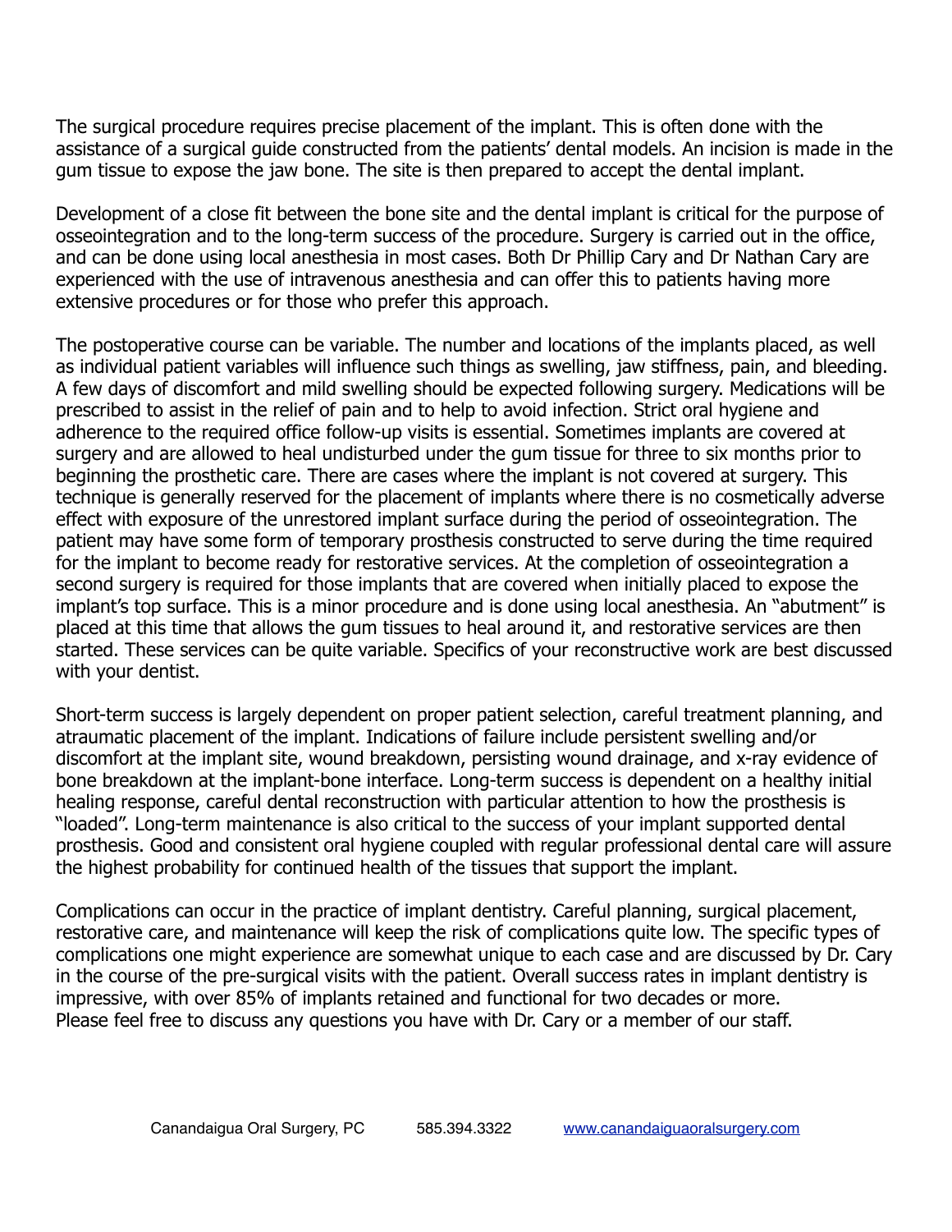The surgical procedure requires precise placement of the implant. This is often done with the assistance of a surgical guide constructed from the patients' dental models. An incision is made in the gum tissue to expose the jaw bone. The site is then prepared to accept the dental implant.

Development of a close fit between the bone site and the dental implant is critical for the purpose of osseointegration and to the long-term success of the procedure. Surgery is carried out in the office, and can be done using local anesthesia in most cases. Both Dr Phillip Cary and Dr Nathan Cary are experienced with the use of intravenous anesthesia and can offer this to patients having more extensive procedures or for those who prefer this approach.

The postoperative course can be variable. The number and locations of the implants placed, as well as individual patient variables will influence such things as swelling, jaw stiffness, pain, and bleeding. A few days of discomfort and mild swelling should be expected following surgery. Medications will be prescribed to assist in the relief of pain and to help to avoid infection. Strict oral hygiene and adherence to the required office follow-up visits is essential. Sometimes implants are covered at surgery and are allowed to heal undisturbed under the gum tissue for three to six months prior to beginning the prosthetic care. There are cases where the implant is not covered at surgery. This technique is generally reserved for the placement of implants where there is no cosmetically adverse effect with exposure of the unrestored implant surface during the period of osseointegration. The patient may have some form of temporary prosthesis constructed to serve during the time required for the implant to become ready for restorative services. At the completion of osseointegration a second surgery is required for those implants that are covered when initially placed to expose the implant's top surface. This is a minor procedure and is done using local anesthesia. An "abutment" is placed at this time that allows the gum tissues to heal around it, and restorative services are then started. These services can be quite variable. Specifics of your reconstructive work are best discussed with your dentist.

Short-term success is largely dependent on proper patient selection, careful treatment planning, and atraumatic placement of the implant. Indications of failure include persistent swelling and/or discomfort at the implant site, wound breakdown, persisting wound drainage, and x-ray evidence of bone breakdown at the implant-bone interface. Long-term success is dependent on a healthy initial healing response, careful dental reconstruction with particular attention to how the prosthesis is "loaded". Long-term maintenance is also critical to the success of your implant supported dental prosthesis. Good and consistent oral hygiene coupled with regular professional dental care will assure the highest probability for continued health of the tissues that support the implant.

Complications can occur in the practice of implant dentistry. Careful planning, surgical placement, restorative care, and maintenance will keep the risk of complications quite low. The specific types of complications one might experience are somewhat unique to each case and are discussed by Dr. Cary in the course of the pre-surgical visits with the patient. Overall success rates in implant dentistry is impressive, with over 85% of implants retained and functional for two decades or more.
Please feel free to discuss any questions you have with Dr. Cary or a member of our staff.

Canandaigua Oral Surgery, PC 585.394.3322 www.canandaiguaoralsurgery.com